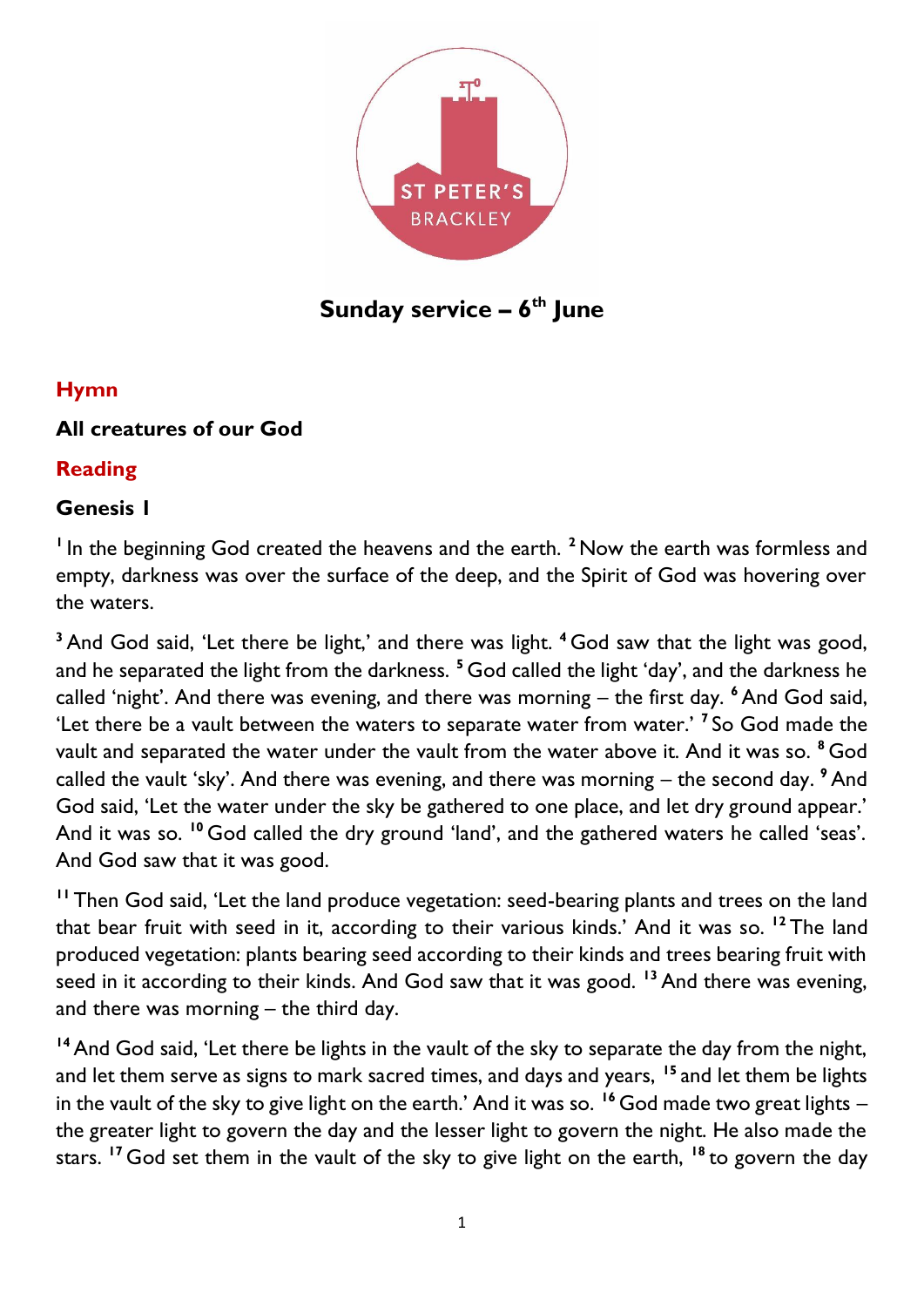ST PETER'S
BRACKLEY

# Sunday service – 6th June

## Hymn

**All creatures of our God**

## Reading

**Genesis 1**

[1] In the beginning God created the heavens and the earth. [2] Now the earth was formless and empty, darkness was over the surface of the deep, and the Spirit of God was hovering over the waters.

[3] And God said, 'Let there be light,' and there was light. [4] God saw that the light was good, and he separated the light from the darkness. [5] God called the light 'day', and the darkness he called 'night'. And there was evening, and there was morning – the first day. [6] And God said, 'Let there be a vault between the waters to separate water from water.' [7] So God made the vault and separated the water under the vault from the water above it. And it was so. [8] God called the vault 'sky'. And there was evening, and there was morning – the second day. [9] And God said, 'Let the water under the sky be gathered to one place, and let dry ground appear.' And it was so. [10] God called the dry ground 'land', and the gathered waters he called 'seas'. And God saw that it was good.

[11] Then God said, 'Let the land produce vegetation: seed-bearing plants and trees on the land that bear fruit with seed in it, according to their various kinds.' And it was so. [12] The land produced vegetation: plants bearing seed according to their kinds and trees bearing fruit with seed in it according to their kinds. And God saw that it was good. [13] And there was evening, and there was morning – the third day.

[14] And God said, 'Let there be lights in the vault of the sky to separate the day from the night, and let them serve as signs to mark sacred times, and days and years, [15] and let them be lights in the vault of the sky to give light on the earth.' And it was so. [16] God made two great lights – the greater light to govern the day and the lesser light to govern the night. He also made the stars. [17] God set them in the vault of the sky to give light on the earth, [18] to govern the day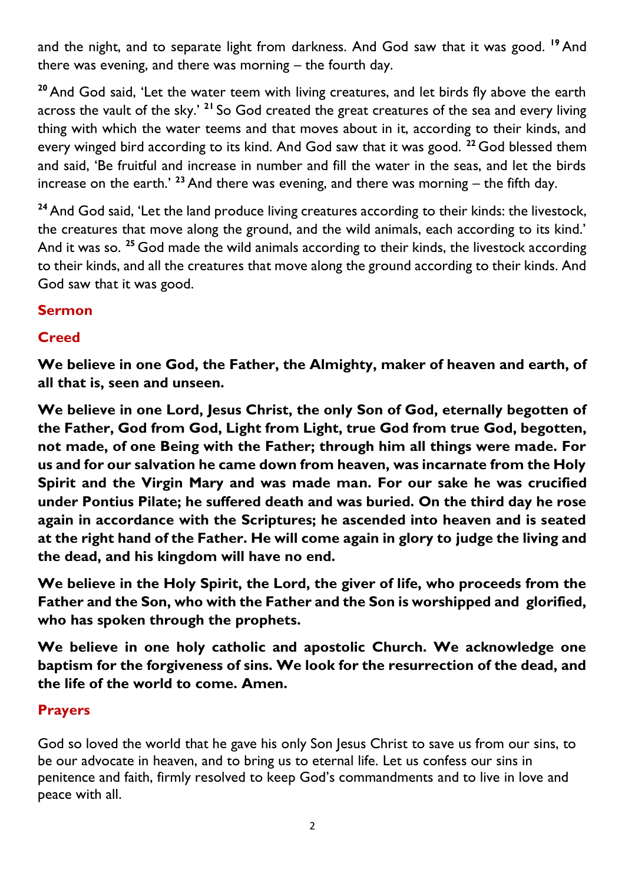and the night, and to separate light from darkness. And God saw that it was good. [19] And there was evening, and there was morning – the fourth day.

[20] And God said, 'Let the water teem with living creatures, and let birds fly above the earth across the vault of the sky.' [21] So God created the great creatures of the sea and every living thing with which the water teems and that moves about in it, according to their kinds, and every winged bird according to its kind. And God saw that it was good. [22] God blessed them and said, 'Be fruitful and increase in number and fill the water in the seas, and let the birds increase on the earth.' [23] And there was evening, and there was morning – the fifth day.

[24] And God said, 'Let the land produce living creatures according to their kinds: the livestock, the creatures that move along the ground, and the wild animals, each according to its kind.' And it was so. [25] God made the wild animals according to their kinds, the livestock according to their kinds, and all the creatures that move along the ground according to their kinds. And God saw that it was good.

## Sermon

## Creed

**We believe in one God, the Father, the Almighty, maker of heaven and earth, of all that is, seen and unseen.**

**We believe in one Lord, Jesus Christ, the only Son of God, eternally begotten of the Father, God from God, Light from Light, true God from true God, begotten, not made, of one Being with the Father; through him all things were made. For us and for our salvation he came down from heaven, was incarnate from the Holy Spirit and the Virgin Mary and was made man. For our sake he was crucified under Pontius Pilate; he suffered death and was buried. On the third day he rose again in accordance with the Scriptures; he ascended into heaven and is seated at the right hand of the Father. He will come again in glory to judge the living and the dead, and his kingdom will have no end.**

**We believe in the Holy Spirit, the Lord, the giver of life, who proceeds from the Father and the Son, who with the Father and the Son is worshipped and glorified, who has spoken through the prophets.**

**We believe in one holy catholic and apostolic Church. We acknowledge one baptism for the forgiveness of sins. We look for the resurrection of the dead, and the life of the world to come. Amen.**

## Prayers

God so loved the world that he gave his only Son Jesus Christ to save us from our sins, to be our advocate in heaven, and to bring us to eternal life. Let us confess our sins in penitence and faith, firmly resolved to keep God's commandments and to live in love and peace with all.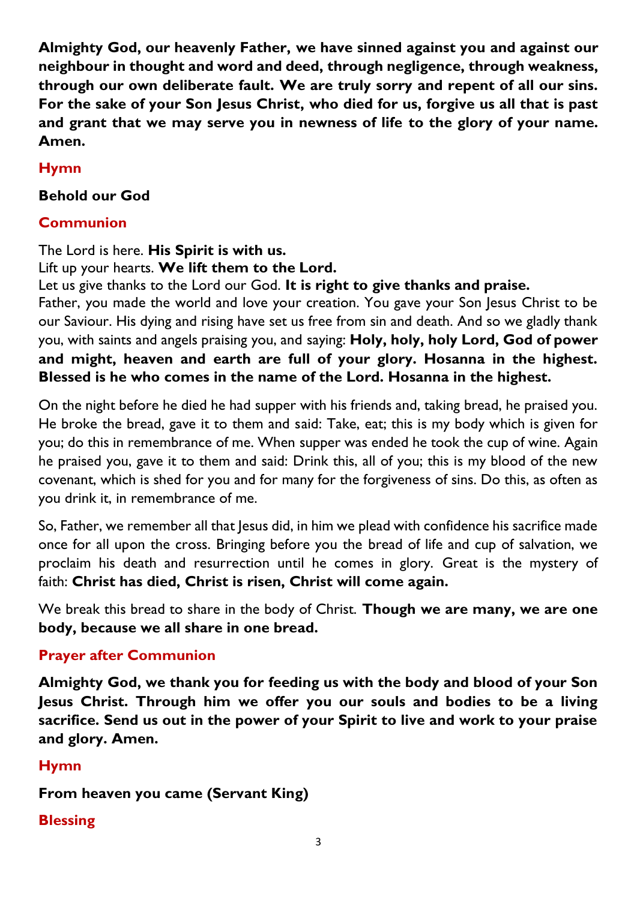**Almighty God, our heavenly Father, we have sinned against you and against our neighbour in thought and word and deed, through negligence, through weakness, through our own deliberate fault. We are truly sorry and repent of all our sins. For the sake of your Son Jesus Christ, who died for us, forgive us all that is past and grant that we may serve you in newness of life to the glory of your name. Amen.**

## Hymn

**Behold our God**

## Communion

The Lord is here. **His Spirit is with us.**
Lift up your hearts. **We lift them to the Lord.**
Let us give thanks to the Lord our God. **It is right to give thanks and praise.**
Father, you made the world and love your creation. You gave your Son Jesus Christ to be our Saviour. His dying and rising have set us free from sin and death. And so we gladly thank you, with saints and angels praising you, and saying: **Holy, holy, holy Lord, God of power and might, heaven and earth are full of your glory. Hosanna in the highest. Blessed is he who comes in the name of the Lord. Hosanna in the highest.**

On the night before he died he had supper with his friends and, taking bread, he praised you. He broke the bread, gave it to them and said: Take, eat; this is my body which is given for you; do this in remembrance of me. When supper was ended he took the cup of wine. Again he praised you, gave it to them and said: Drink this, all of you; this is my blood of the new covenant, which is shed for you and for many for the forgiveness of sins. Do this, as often as you drink it, in remembrance of me.

So, Father, we remember all that Jesus did, in him we plead with confidence his sacrifice made once for all upon the cross. Bringing before you the bread of life and cup of salvation, we proclaim his death and resurrection until he comes in glory. Great is the mystery of faith: **Christ has died, Christ is risen, Christ will come again.**

We break this bread to share in the body of Christ. **Though we are many, we are one body, because we all share in one bread.**

## Prayer after Communion

**Almighty God, we thank you for feeding us with the body and blood of your Son Jesus Christ. Through him we offer you our souls and bodies to be a living sacrifice. Send us out in the power of your Spirit to live and work to your praise and glory. Amen.**

## Hymn

**From heaven you came (Servant King)**

## Blessing